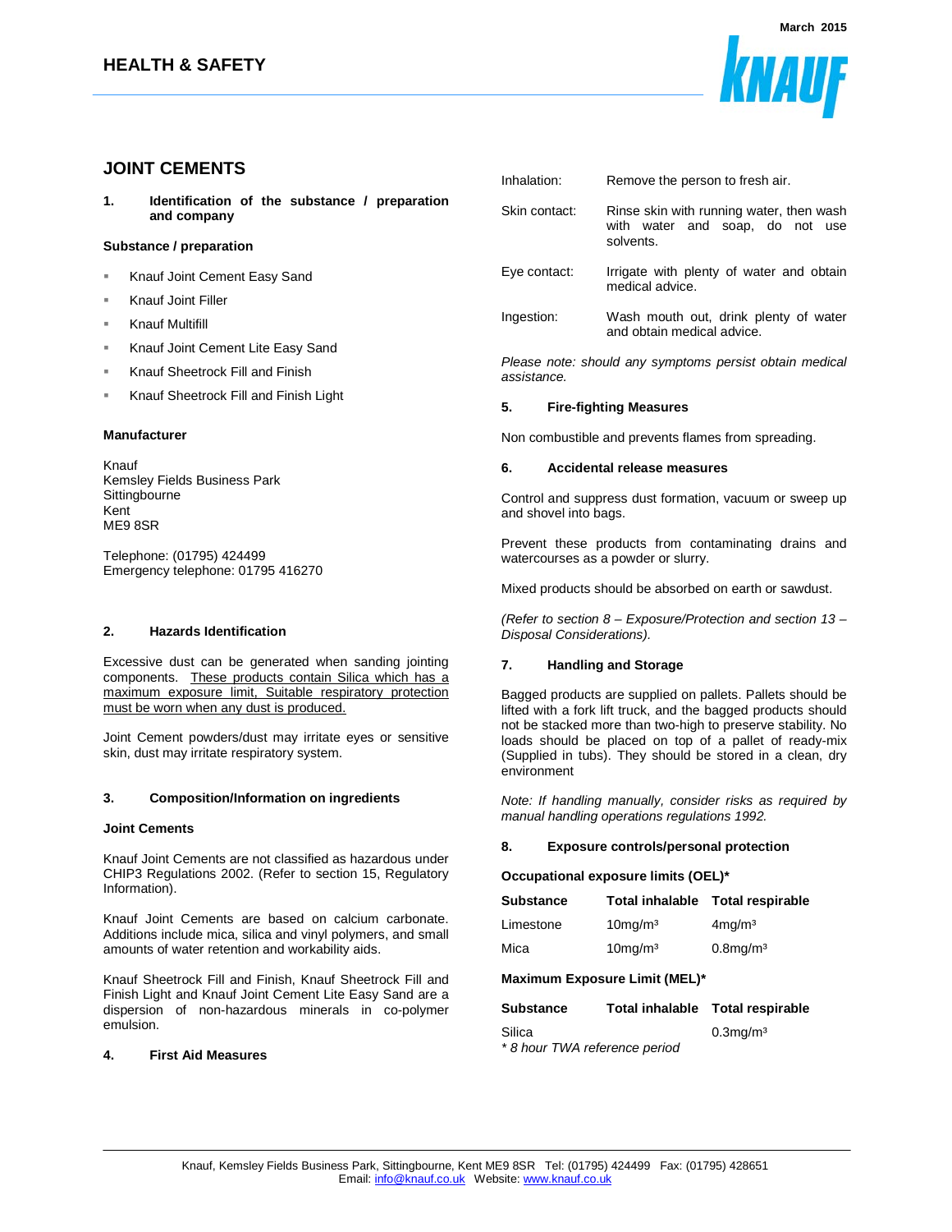# HEALTH & SAFETY

March 2015

## JOINT CEMENTS

### 1. Identification of the substance / preparation and company

**Substance / preparation**

- Knauf Joint Cement Easy Sand
- Knauf Joint Filler
- Knauf Multifill
- Knauf Joint Cement Lite Easy Sand
- Knauf Sheetrock Fill and Finish
- Knauf Sheetrock Fill and Finish Light

**Manufacturer**

Knauf
Kemsley Fields Business Park
Sittingbourne
Kent
ME9 8SR

Telephone: (01795) 424499
Emergency telephone: 01795 416270

### 2. Hazards Identification

Excessive dust can be generated when sanding jointing components. <u>These products contain Silica which has a maximum exposure limit, Suitable respiratory protection must be worn when any dust is produced.</u>

Joint Cement powders/dust may irritate eyes or sensitive skin, dust may irritate respiratory system.

### 3. Composition/Information on ingredients

**Joint Cements**

Knauf Joint Cements are not classified as hazardous under CHIP3 Regulations 2002. (Refer to section 15, Regulatory Information).

Knauf Joint Cements are based on calcium carbonate. Additions include mica, silica and vinyl polymers, and small amounts of water retention and workability aids.

Knauf Sheetrock Fill and Finish, Knauf Sheetrock Fill and Finish Light and Knauf Joint Cement Lite Easy Sand are a dispersion of non-hazardous minerals in co-polymer emulsion.

### 4. First Aid Measures

| | |
|---|---|
| Inhalation: | Remove the person to fresh air. |
| Skin contact: | Rinse skin with running water, then wash with water and soap, do not use solvents. |
| Eye contact: | Irrigate with plenty of water and obtain medical advice. |
| Ingestion: | Wash mouth out, drink plenty of water and obtain medical advice. |

*Please note: should any symptoms persist obtain medical assistance.*

### 5. Fire-fighting Measures

Non combustible and prevents flames from spreading.

### 6. Accidental release measures

Control and suppress dust formation, vacuum or sweep up and shovel into bags.

Prevent these products from contaminating drains and watercourses as a powder or slurry.

Mixed products should be absorbed on earth or sawdust.

*(Refer to section 8 – Exposure/Protection and section 13 – Disposal Considerations).*

### 7. Handling and Storage

Bagged products are supplied on pallets. Pallets should be lifted with a fork lift truck, and the bagged products should not be stacked more than two-high to preserve stability. No loads should be placed on top of a pallet of ready-mix (Supplied in tubs). They should be stored in a clean, dry environment

*Note: If handling manually, consider risks as required by manual handling operations regulations 1992.*

### 8. Exposure controls/personal protection

**Occupational exposure limits (OEL)***

| Substance | Total inhalable | Total respirable |
|---|---|---|
| Limestone | 10mg/m³ | 4mg/m³ |
| Mica | 10mg/m³ | 0.8mg/m³ |

**Maximum Exposure Limit (MEL)***

| Substance | Total inhalable | Total respirable |
|---|---|---|
| Silica | | 0.3mg/m³ |

*\* 8 hour TWA reference period*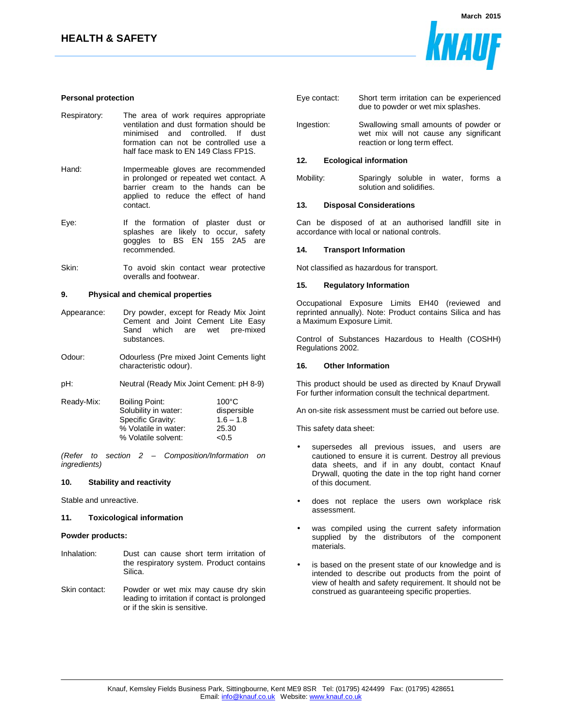#### Personal protection

Respiratory: The area of work requires appropriate ventilation and dust formation should be minimised and controlled. If dust formation can not be controlled use a half face mask to EN 149 Class FP1S.

Hand: Impermeable gloves are recommended in prolonged or repeated wet contact. A barrier cream to the hands can be applied to reduce the effect of hand contact.

Eye: If the formation of plaster dust or splashes are likely to occur, safety goggles to BS EN 155 2A5 are recommended.

Skin: To avoid skin contact wear protective overalls and footwear.

### 9. Physical and chemical properties

Appearance: Dry powder, except for Ready Mix Joint Cement and Joint Cement Lite Easy Sand which are wet pre-mixed substances.

Odour: Odourless (Pre mixed Joint Cements light characteristic odour).

pH: Neutral (Ready Mix Joint Cement: pH 8-9)

| | | |
|---|---|---|
| Ready-Mix: | Boiling Point: | 100°C |
| | Solubility in water: | dispersible |
| | Specific Gravity: | 1.6 – 1.8 |
| | % Volatile in water: | 25.30 |
| | % Volatile solvent: | <0.5 |

*(Refer to section 2 – Composition/Information on ingredients)*

### 10. Stability and reactivity

Stable and unreactive.

### 11. Toxicological information

#### Powder products:

Inhalation: Dust can cause short term irritation of the respiratory system. Product contains Silica.

Skin contact: Powder or wet mix may cause dry skin leading to irritation if contact is prolonged or if the skin is sensitive.

Eye contact: Short term irritation can be experienced due to powder or wet mix splashes.

Ingestion: Swallowing small amounts of powder or wet mix will not cause any significant reaction or long term effect.

### 12. Ecological information

Mobility: Sparingly soluble in water, forms a solution and solidifies.

### 13. Disposal Considerations

Can be disposed of at an authorised landfill site in accordance with local or national controls.

### 14. Transport Information

Not classified as hazardous for transport.

### 15. Regulatory Information

Occupational Exposure Limits EH40 (reviewed and reprinted annually). Note: Product contains Silica and has a Maximum Exposure Limit.

Control of Substances Hazardous to Health (COSHH) Regulations 2002.

### 16. Other Information

This product should be used as directed by Knauf Drywall For further information consult the technical department.

An on-site risk assessment must be carried out before use.

This safety data sheet:

- supersedes all previous issues, and users are cautioned to ensure it is current. Destroy all previous data sheets, and if in any doubt, contact Knauf Drywall, quoting the date in the top right hand corner of this document.
- does not replace the users own workplace risk assessment.
- was compiled using the current safety information supplied by the distributors of the component materials.
- is based on the present state of our knowledge and is intended to describe out products from the point of view of health and safety requirement. It should not be construed as guaranteeing specific properties.